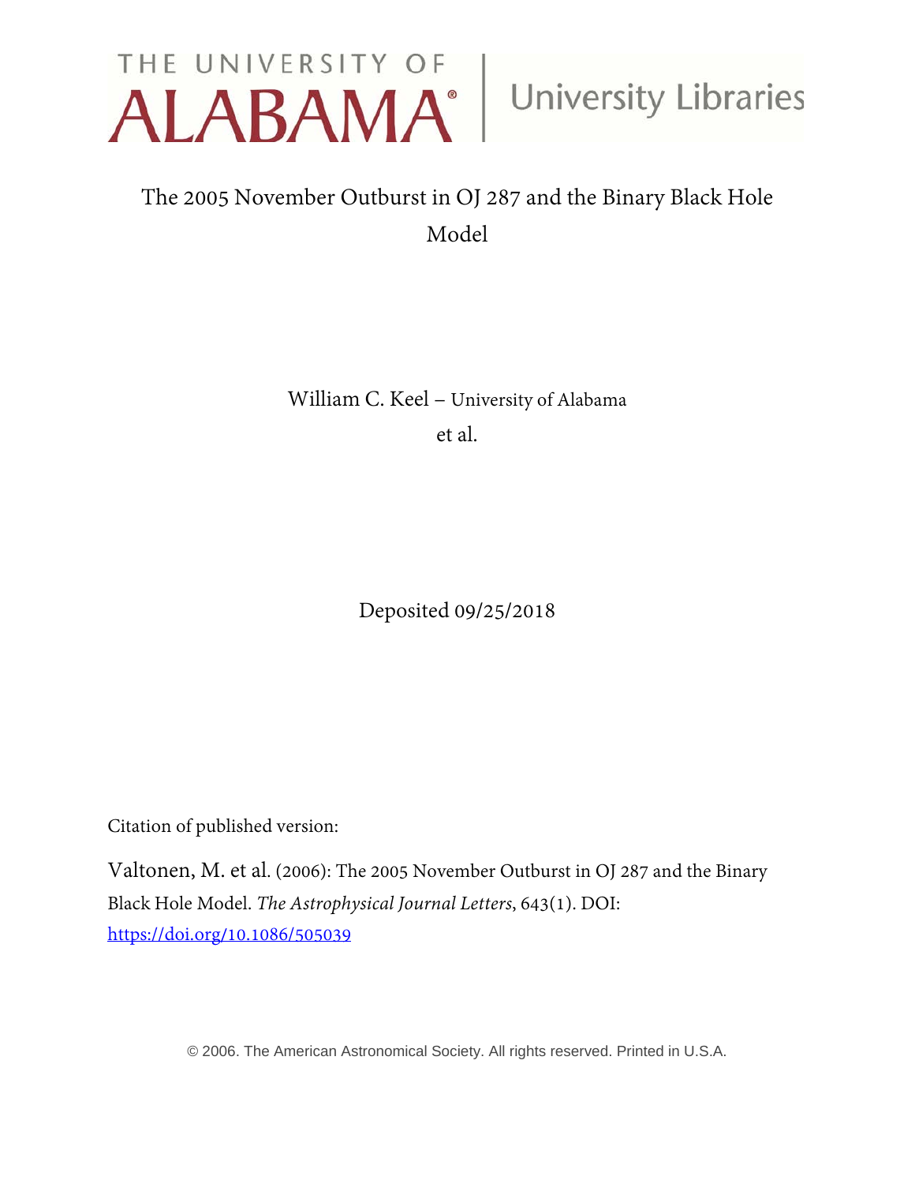THE UNIVERSITY OF ALABAMA | University Libraries

# The 2005 November Outburst in OJ 287 and the Binary Black Hole Model

William C. Keel – University of Alabama

et al.

Deposited 09/25/2018

Citation of published version:

Valtonen, M. et al. (2006): The 2005 November Outburst in OJ 287 and the Binary Black Hole Model. *The Astrophysical Journal Letters*, 643(1). DOI: https://doi.org/10.1086/505039

© 2006. The American Astronomical Society. All rights reserved. Printed in U.S.A.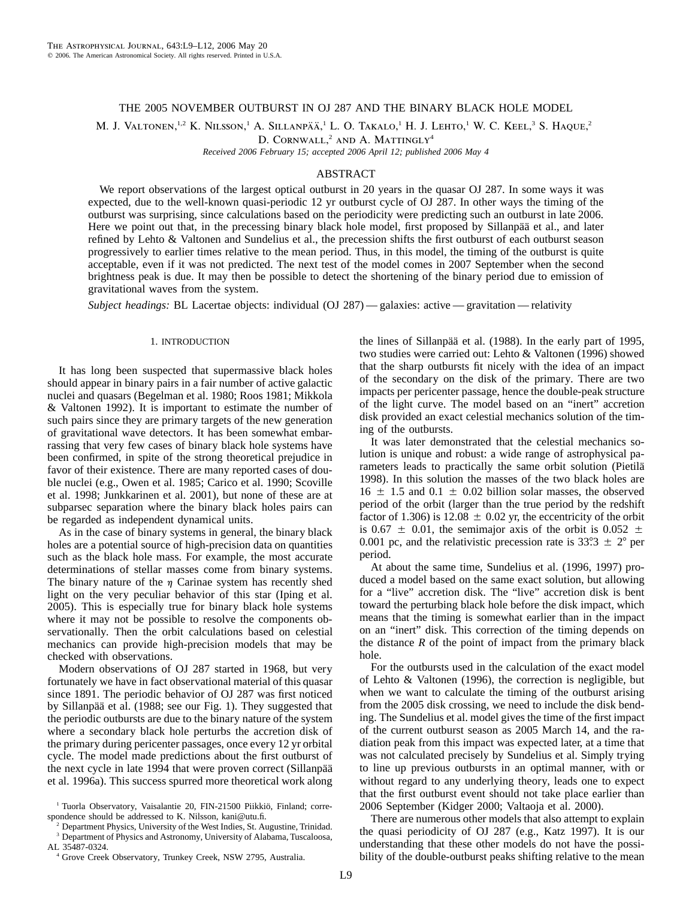# THE 2005 NOVEMBER OUTBURST IN OJ 287 AND THE BINARY BLACK HOLE MODEL

M. J. Valtonen,[1,2] K. Nilsson,[1] A. Sillanpää,[1] L. O. Takalo,[1] H. J. Lehto,[1] W. C. Keel,[3] S. Haque,[2] D. Cornwall,[2] and A. Mattingly[4]

*Received 2006 February 15; accepted 2006 April 12; published 2006 May 4*

## ABSTRACT

We report observations of the largest optical outburst in 20 years in the quasar OJ 287. In some ways it was expected, due to the well-known quasi-periodic 12 yr outburst cycle of OJ 287. In other ways the timing of the outburst was surprising, since calculations based on the periodicity were predicting such an outburst in late 2006. Here we point out that, in the precessing binary black hole model, first proposed by Sillanpää et al., and later refined by Lehto & Valtonen and Sundelius et al., the precession shifts the first outburst of each outburst season progressively to earlier times relative to the mean period. Thus, in this model, the timing of the outburst is quite acceptable, even if it was not predicted. The next test of the model comes in 2007 September when the second brightness peak is due. It may then be possible to detect the shortening of the binary period due to emission of gravitational waves from the system.

*Subject headings:* BL Lacertae objects: individual (OJ 287) — galaxies: active — gravitation — relativity

## 1. INTRODUCTION

It has long been suspected that supermassive black holes should appear in binary pairs in a fair number of active galactic nuclei and quasars (Begelman et al. 1980; Roos 1981; Mikkola & Valtonen 1992). It is important to estimate the number of such pairs since they are primary targets of the new generation of gravitational wave detectors. It has been somewhat embarrassing that very few cases of binary black hole systems have been confirmed, in spite of the strong theoretical prejudice in favor of their existence. There are many reported cases of double nuclei (e.g., Owen et al. 1985; Carico et al. 1990; Scoville et al. 1998; Junkkarinen et al. 2001), but none of these are at subparsec separation where the binary black holes pairs can be regarded as independent dynamical units.

As in the case of binary systems in general, the binary black holes are a potential source of high-precision data on quantities such as the black hole mass. For example, the most accurate determinations of stellar masses come from binary systems. The binary nature of the $\eta$ Carinae system has recently shed light on the very peculiar behavior of this star (Iping et al. 2005). This is especially true for binary black hole systems where it may not be possible to resolve the components observationally. Then the orbit calculations based on celestial mechanics can provide high-precision models that may be checked with observations.

Modern observations of OJ 287 started in 1968, but very fortunately we have in fact observational material of this quasar since 1891. The periodic behavior of OJ 287 was first noticed by Sillanpää et al. (1988; see our Fig. 1). They suggested that the periodic outbursts are due to the binary nature of the system where a secondary black hole perturbs the accretion disk of the primary during pericenter passages, once every 12 yr orbital cycle. The model made predictions about the first outburst of the next cycle in late 1994 that were proven correct (Sillanpää et al. 1996a). This success spurred more theoretical work along the lines of Sillanpää et al. (1988). In the early part of 1995, two studies were carried out: Lehto & Valtonen (1996) showed that the sharp outbursts fit nicely with the idea of an impact of the secondary on the disk of the primary. There are two impacts per pericenter passage, hence the double-peak structure of the light curve. The model based on an "inert" accretion disk provided an exact celestial mechanics solution of the timing of the outbursts.

It was later demonstrated that the celestial mechanics solution is unique and robust: a wide range of astrophysical parameters leads to practically the same orbit solution (Pietilä 1998). In this solution the masses of the two black holes are $16 \pm 1.5$ and $0.1 \pm 0.02$ billion solar masses, the observed period of the orbit (larger than the true period by the redshift factor of 1.306) is $12.08 \pm 0.02$ yr, the eccentricity of the orbit is $0.67 \pm 0.01$, the semimajor axis of the orbit is $0.052 \pm 0.001$ pc, and the relativistic precession rate is $33\overset{\circ}{.}3 \pm 2°$ per period.

At about the same time, Sundelius et al. (1996, 1997) produced a model based on the same exact solution, but allowing for a "live" accretion disk. The "live" accretion disk is bent toward the perturbing black hole before the disk impact, which means that the timing is somewhat earlier than in the impact on an "inert" disk. This correction of the timing depends on the distance $R$ of the point of impact from the primary black hole.

For the outbursts used in the calculation of the exact model of Lehto & Valtonen (1996), the correction is negligible, but when we want to calculate the timing of the outburst arising from the 2005 disk crossing, we need to include the disk bending. The Sundelius et al. model gives the time of the first impact of the current outburst season as 2005 March 14, and the radiation peak from this impact was expected later, at a time that was not calculated precisely by Sundelius et al. Simply trying to line up previous outbursts in an optimal manner, with or without regard to any underlying theory, leads one to expect that the first outburst event should not take place earlier than 2006 September (Kidger 2000; Valtaoja et al. 2000).

There are numerous other models that also attempt to explain the quasi periodicity of OJ 287 (e.g., Katz 1997). It is our understanding that these other models do not have the possibility of the double-outburst peaks shifting relative to the mean

---

[1] Tuorla Observatory, Vaisalantie 20, FIN-21500 Piikkiö, Finland; correspondence should be addressed to K. Nilsson, kani@utu.fi.

[2] Department Physics, University of the West Indies, St. Augustine, Trinidad.

[3] Department of Physics and Astronomy, University of Alabama, Tuscaloosa, AL 35487-0324.

[4] Grove Creek Observatory, Trunkey Creek, NSW 2795, Australia.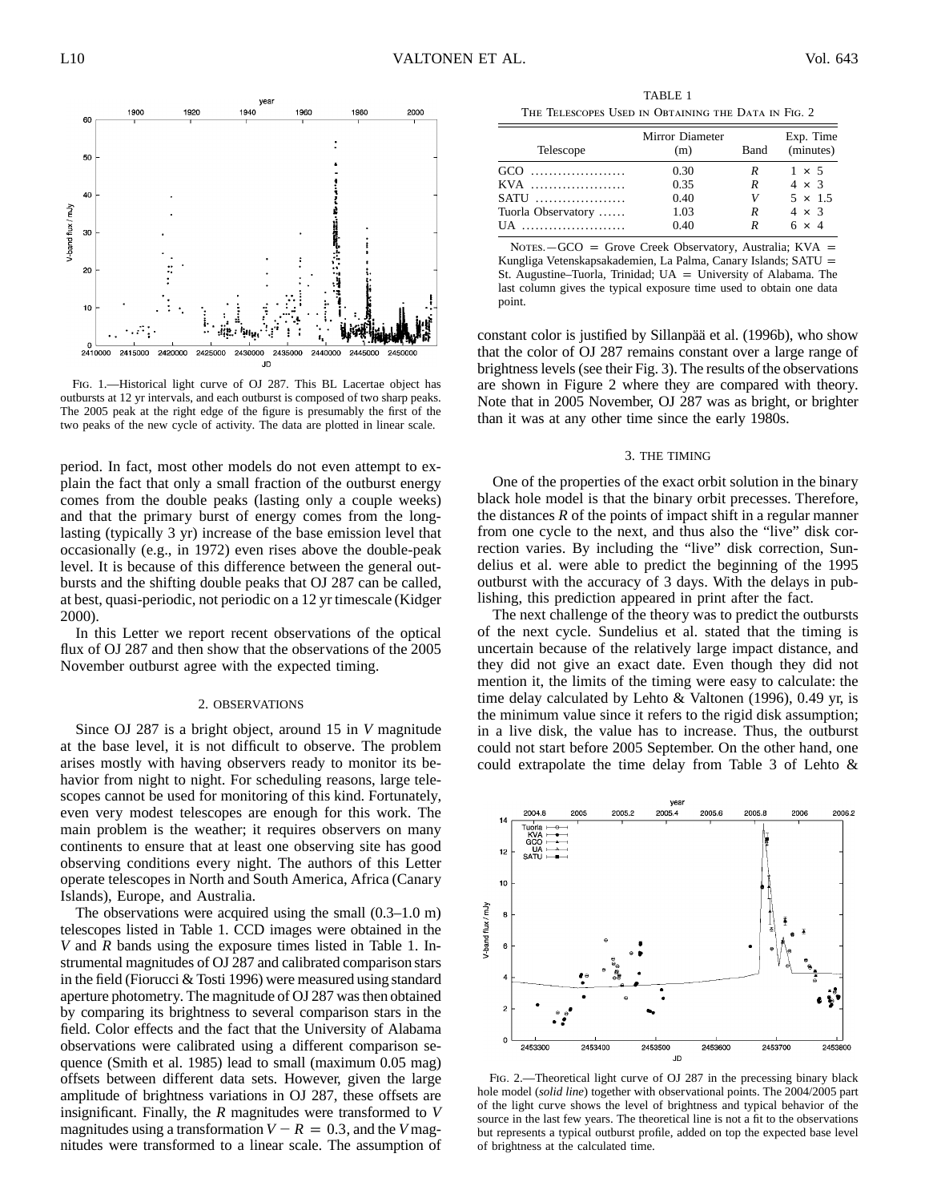Fig. 1.—Historical light curve of OJ 287. This BL Lacertae object has outbursts at 12 yr intervals, and each outburst is composed of two sharp peaks. The 2005 peak at the right edge of the figure is presumably the first of the two peaks of the new cycle of activity. The data are plotted in linear scale.

period. In fact, most other models do not even attempt to explain the fact that only a small fraction of the outburst energy comes from the double peaks (lasting only a couple weeks) and that the primary burst of energy comes from the long-lasting (typically 3 yr) increase of the base emission level that occasionally (e.g., in 1972) even rises above the double-peak level. It is because of this difference between the general outbursts and the shifting double peaks that OJ 287 can be called, at best, quasi-periodic, not periodic on a 12 yr timescale (Kidger 2000).

In this Letter we report recent observations of the optical flux of OJ 287 and then show that the observations of the 2005 November outburst agree with the expected timing.

## 2. OBSERVATIONS

Since OJ 287 is a bright object, around 15 in *V* magnitude at the base level, it is not difficult to observe. The problem arises mostly with having observers ready to monitor its behavior from night to night. For scheduling reasons, large telescopes cannot be used for monitoring of this kind. Fortunately, even very modest telescopes are enough for this work. The main problem is the weather; it requires observers on many continents to ensure that at least one observing site has good observing conditions every night. The authors of this Letter operate telescopes in North and South America, Africa (Canary Islands), Europe, and Australia.

The observations were acquired using the small (0.3–1.0 m) telescopes listed in Table 1. CCD images were obtained in the *V* and *R* bands using the exposure times listed in Table 1. Instrumental magnitudes of OJ 287 and calibrated comparison stars in the field (Fiorucci & Tosti 1996) were measured using standard aperture photometry. The magnitude of OJ 287 was then obtained by comparing its brightness to several comparison stars in the field. Color effects and the fact that the University of Alabama observations were calibrated using a different comparison sequence (Smith et al. 1985) led to small (maximum 0.05 mag) offsets between different data sets. However, given the large amplitude of brightness variations in OJ 287, these offsets are insignificant. Finally, the *R* magnitudes were transformed to *V* magnitudes using a transformation $V - R = 0.3$, and the *V* magnitudes were transformed to a linear scale. The assumption of constant color is justified by Sillanpää et al. (1996b), who show that the color of OJ 287 remains constant over a large range of brightness levels (see their Fig. 3). The results of the observations are shown in Figure 2 where they are compared with theory. Note that in 2005 November, OJ 287 was as bright, or brighter than it was at any other time since the early 1980s.

TABLE 1
The Telescopes Used in Obtaining the Data in Fig. 2

| Telescope | Mirror Diameter (m) | Band | Exp. Time (minutes) |
|---|---|---|---|
| GCO | 0.30 | *R* | $1 \times 5$ |
| KVA | 0.35 | *R* | $4 \times 3$ |
| SATU | 0.40 | *V* | $5 \times 1.5$ |
| Tuorla Observatory | 1.03 | *R* | $4 \times 3$ |
| UA | 0.40 | *R* | $6 \times 4$ |

Notes.—GCO = Grove Creek Observatory, Australia; KVA = Kungliga Vetenskapsakademien, La Palma, Canary Islands; SATU = St. Augustine–Tuorla, Trinidad; UA = University of Alabama. The last column gives the typical exposure time used to obtain one data point.

## 3. THE TIMING

One of the properties of the exact orbit solution in the binary black hole model is that the binary orbit precesses. Therefore, the distances *R* of the points of impact shift in a regular manner from one cycle to the next, and thus also the "live" disk correction varies. By including the "live" disk correction, Sundelius et al. were able to predict the beginning of the 1995 outburst with the accuracy of 3 days. With the delays in publishing, this prediction appeared in print after the fact.

The next challenge of the theory was to predict the outbursts of the next cycle. Sundelius et al. stated that the timing is uncertain because of the relatively large impact distance, and they did not give an exact date. Even though they did not mention it, the limits of the timing were easy to calculate: the time delay calculated by Lehto & Valtonen (1996), 0.49 yr, is the minimum value since it refers to the rigid disk assumption; in a live disk, the value has to increase. Thus, the outburst could not start before 2005 September. On the other hand, one could extrapolate the time delay from Table 3 of Lehto &

Fig. 2.—Theoretical light curve of OJ 287 in the precessing binary black hole model (*solid line*) together with observational points. The 2004/2005 part of the light curve shows the level of brightness and typical behavior of the source in the last few years. The theoretical line is not a fit to the observations but represents a typical outburst profile, added on top the expected base level of brightness at the calculated time.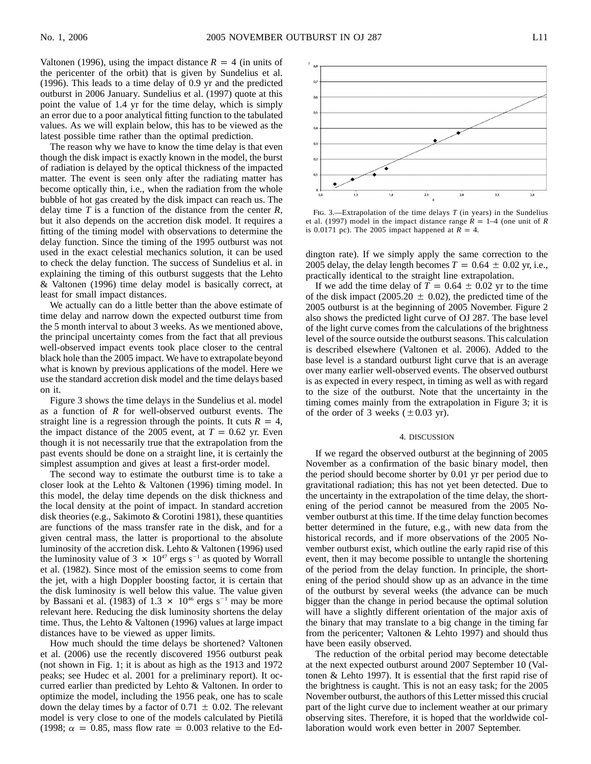Valtonen (1996), using the impact distance $R = 4$ (in units of the pericenter of the orbit) that is given by Sundelius et al. (1996). This leads to a time delay of 0.9 yr and the predicted outburst in 2006 January. Sundelius et al. (1997) quote at this point the value of 1.4 yr for the time delay, which is simply an error due to a poor analytical fitting function to the tabulated values. As we will explain below, this has to be viewed as the latest possible time rather than the optimal prediction.

The reason why we have to know the time delay is that even though the disk impact is exactly known in the model, the burst of radiation is delayed by the optical thickness of the impacted matter. The event is seen only after the radiating matter has become optically thin, i.e., when the radiation from the whole bubble of hot gas created by the disk impact can reach us. The delay time $T$ is a function of the distance from the center $R$, but it also depends on the accretion disk model. It requires a fitting of the timing model with observations to determine the delay function. Since the timing of the 1995 outburst was not used in the exact celestial mechanics solution, it can be used to check the delay function. The success of Sundelius et al. in explaining the timing of this outburst suggests that the Lehto & Valtonen (1996) time delay model is basically correct, at least for small impact distances.

We actually can do a little better than the above estimate of time delay and narrow down the expected outburst time from the 5 month interval to about 3 weeks. As we mentioned above, the principal uncertainty comes from the fact that all previous well-observed impact events took place closer to the central black hole than the 2005 impact. We have to extrapolate beyond what is known by previous applications of the model. Here we use the standard accretion disk model and the time delays based on it.

Figure 3 shows the time delays in the Sundelius et al. model as a function of $R$ for well-observed outburst events. The straight line is a regression through the points. It cuts $R = 4$, the impact distance of the 2005 event, at $T = 0.62$ yr. Even though it is not necessarily true that the extrapolation from the past events should be done on a straight line, it is certainly the simplest assumption and gives at least a first-order model.

The second way to estimate the outburst time is to take a closer look at the Lehto & Valtonen (1996) timing model. In this model, the delay time depends on the disk thickness and the local density at the point of impact. In standard accretion disk theories (e.g., Sakimoto & Corotini 1981), these quantities are functions of the mass transfer rate in the disk, and for a given central mass, the latter is proportional to the absolute luminosity of the accretion disk. Lehto & Valtonen (1996) used the luminosity value of $3 \times 10^{47}$ ergs s$^{-1}$ as quoted by Worrall et al. (1982). Since most of the emission seems to come from the jet, with a high Doppler boosting factor, it is certain that the disk luminosity is well below this value. The value given by Bassani et al. (1983) of $1.3 \times 10^{46}$ ergs s$^{-1}$ may be more relevant here. Reducing the disk luminosity shortens the delay time. Thus, the Lehto & Valtonen (1996) values at large impact distances have to be viewed as upper limits.

How much should the time delays be shortened? Valtonen et al. (2006) use the recently discovered 1956 outburst peak (not shown in Fig. 1; it is about as high as the 1913 and 1972 peaks; see Hudec et al. 2001 for a preliminary report). It occurred earlier than predicted by Lehto & Valtonen. In order to optimize the model, including the 1956 peak, one has to scale down the delay times by a factor of $0.71 \pm 0.02$. The relevant model is very close to one of the models calculated by Pietilä (1998; $\alpha = 0.85$, mass flow rate $= 0.003$ relative to the Eddington rate). If we simply apply the same correction to the 2005 delay, the delay length becomes $T = 0.64 \pm 0.02$ yr, i.e., practically identical to the straight line extrapolation.

Fig. 3.—Extrapolation of the time delays $T$ (in years) in the Sundelius et al. (1997) model in the impact distance range $R = 1$–$4$ (one unit of $R$ is 0.0171 pc). The 2005 impact happened at $R = 4$.

If we add the time delay of $T = 0.64 \pm 0.02$ yr to the time of the disk impact ($2005.20 \pm 0.02$), the predicted time of the 2005 outburst is at the beginning of 2005 November. Figure 2 also shows the predicted light curve of OJ 287. The base level of the light curve comes from the calculations of the brightness level of the source outside the outburst seasons. This calculation is described elsewhere (Valtonen et al. 2006). Added to the base level is a standard outburst light curve that is an average over many earlier well-observed events. The observed outburst is as expected in every respect, in timing as well as with regard to the size of the outburst. Note that the uncertainty in the timing comes mainly from the extrapolation in Figure 3; it is of the order of 3 weeks ($\pm 0.03$ yr).

## 4. DISCUSSION

If we regard the observed outburst at the beginning of 2005 November as a confirmation of the basic binary model, then the period should become shorter by 0.01 yr per period due to gravitational radiation; this has not yet been detected. Due to the uncertainty in the extrapolation of the time delay, the shortening of the period cannot be measured from the 2005 November outburst at this time. If the time delay function becomes better determined in the future, e.g., with new data from the historical records, and if more observations of the 2005 November outburst exist, which outline the early rapid rise of this event, then it may become possible to untangle the shortening of the period from the delay function. In principle, the shortening of the period should show up as an advance in the time of the outburst by several weeks (the advance can be much bigger than the change in period because the optimal solution will have a slightly different orientation of the major axis of the binary that may translate to a big change in the timing far from the pericenter; Valtonen & Lehto 1997) and should thus have been easily observed.

The reduction of the orbital period may become detectable at the next expected outburst around 2007 September 10 (Valtonen & Lehto 1997). It is essential that the first rapid rise of the brightness is caught. This is not an easy task; for the 2005 November outburst, the authors of this Letter missed this crucial part of the light curve due to inclement weather at our primary observing sites. Therefore, it is hoped that the worldwide collaboration would work even better in 2007 September.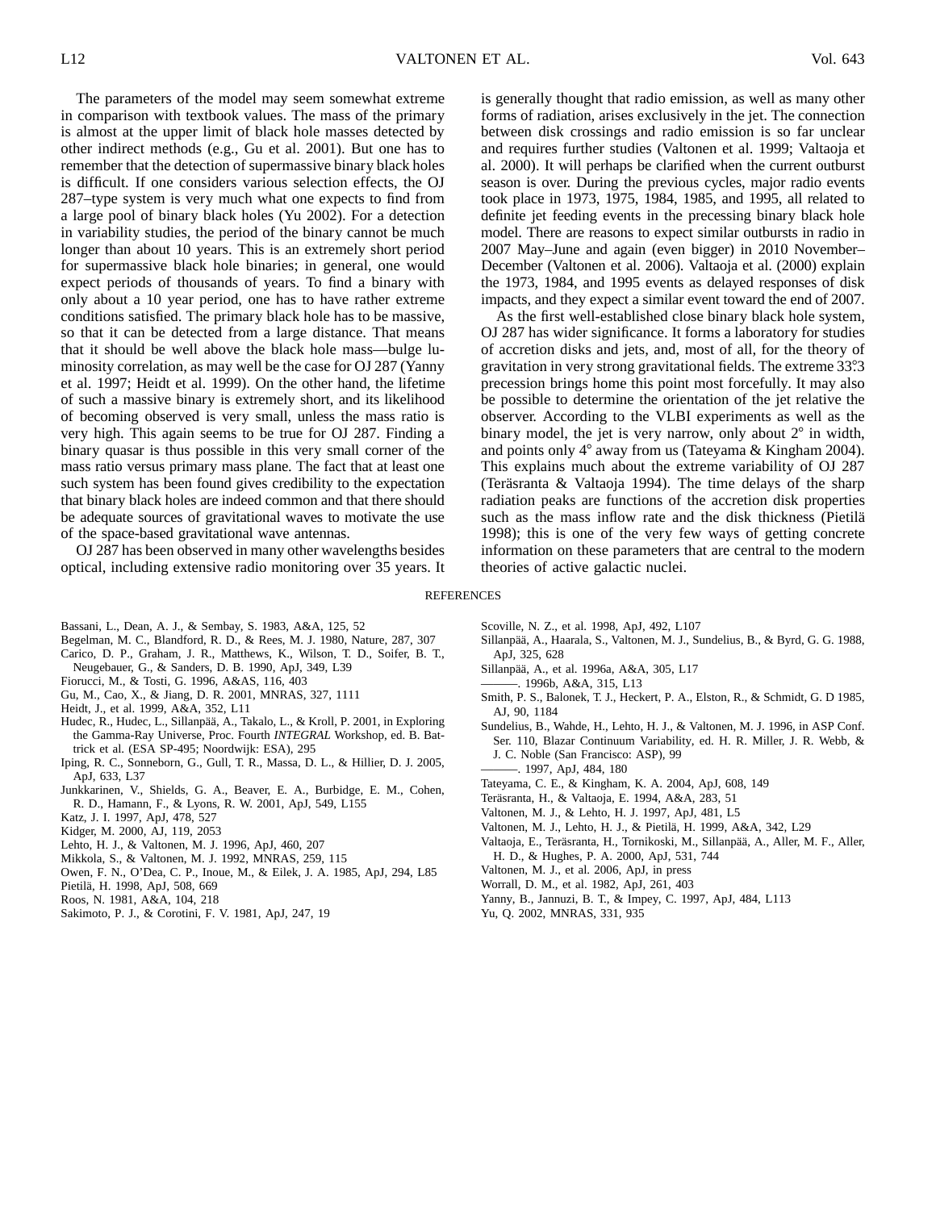The parameters of the model may seem somewhat extreme in comparison with textbook values. The mass of the primary is almost at the upper limit of black hole masses detected by other indirect methods (e.g., Gu et al. 2001). But one has to remember that the detection of supermassive binary black holes is difficult. If one considers various selection effects, the OJ 287–type system is very much what one expects to find from a large pool of binary black holes (Yu 2002). For a detection in variability studies, the period of the binary cannot be much longer than about 10 years. This is an extremely short period for supermassive black hole binaries; in general, one would expect periods of thousands of years. To find a binary with only about a 10 year period, one has to have rather extreme conditions satisfied. The primary black hole has to be massive, so that it can be detected from a large distance. That means that it should be well above the black hole mass—bulge luminosity correlation, as may well be the case for OJ 287 (Yanny et al. 1997; Heidt et al. 1999). On the other hand, the lifetime of such a massive binary is extremely short, and its likelihood of becoming observed is very small, unless the mass ratio is very high. This again seems to be true for OJ 287. Finding a binary quasar is thus possible in this very small corner of the mass ratio versus primary mass plane. The fact that at least one such system has been found gives credibility to the expectation that binary black holes are indeed common and that there should be adequate sources of gravitational waves to motivate the use of the space-based gravitational wave antennas.

OJ 287 has been observed in many other wavelengths besides optical, including extensive radio monitoring over 35 years. It is generally thought that radio emission, as well as many other forms of radiation, arises exclusively in the jet. The connection between disk crossings and radio emission is so far unclear and requires further studies (Valtonen et al. 1999; Valtaoja et al. 2000). It will perhaps be clarified when the current outburst season is over. During the previous cycles, major radio events took place in 1973, 1975, 1984, 1985, and 1995, all related to definite jet feeding events in the precessing binary black hole model. There are reasons to expect similar outbursts in radio in 2007 May–June and again (even bigger) in 2010 November–December (Valtonen et al. 2006). Valtaoja et al. (2000) explain the 1973, 1984, and 1995 events as delayed responses of disk impacts, and they expect a similar event toward the end of 2007.

As the first well-established close binary black hole system, OJ 287 has wider significance. It forms a laboratory for studies of accretion disks and jets, and, most of all, for the theory of gravitation in very strong gravitational fields. The extreme $33\overset{\circ}{.}3$ precession brings home this point most forcefully. It may also be possible to determine the orientation of the jet relative the observer. According to the VLBI experiments as well as the binary model, the jet is very narrow, only about 2° in width, and points only 4° away from us (Tateyama & Kingham 2004). This explains much about the extreme variability of OJ 287 (Teräsranta & Valtaoja 1994). The time delays of the sharp radiation peaks are functions of the accretion disk properties such as the mass inflow rate and the disk thickness (Pietilä 1998); this is one of the very few ways of getting concrete information on these parameters that are central to the modern theories of active galactic nuclei.

## REFERENCES

Bassani, L., Dean, A. J., & Sembay, S. 1983, A&A, 125, 52

Begelman, M. C., Blandford, R. D., & Rees, M. J. 1980, Nature, 287, 307

Carico, D. P., Graham, J. R., Matthews, K., Wilson, T. D., Soifer, B. T., Neugebauer, G., & Sanders, D. B. 1990, ApJ, 349, L39

Fiorucci, M., & Tosti, G. 1996, A&AS, 116, 403

Gu, M., Cao, X., & Jiang, D. R. 2001, MNRAS, 327, 1111

Heidt, J., et al. 1999, A&A, 352, L11

Hudec, R., Hudec, L., Sillanpää, A., Takalo, L., & Kroll, P. 2001, in Exploring the Gamma-Ray Universe, Proc. Fourth *INTEGRAL* Workshop, ed. B. Battrick et al. (ESA SP-495; Noordwijk: ESA), 295

Iping, R. C., Sonneborn, G., Gull, T. R., Massa, D. L., & Hillier, D. J. 2005, ApJ, 633, L37

Junkkarinen, V., Shields, G. A., Beaver, E. A., Burbidge, E. M., Cohen, R. D., Hamann, F., & Lyons, R. W. 2001, ApJ, 549, L155

Katz, J. I. 1997, ApJ, 478, 527

Kidger, M. 2000, AJ, 119, 2053

Lehto, H. J., & Valtonen, M. J. 1996, ApJ, 460, 207

Mikkola, S., & Valtonen, M. J. 1992, MNRAS, 259, 115

Owen, F. N., O'Dea, C. P., Inoue, M., & Eilek, J. A. 1985, ApJ, 294, L85

Pietilä, H. 1998, ApJ, 508, 669

Roos, N. 1981, A&A, 104, 218

Sakimoto, P. J., & Corotini, F. V. 1981, ApJ, 247, 19

Scoville, N. Z., et al. 1998, ApJ, 492, L107

Sillanpää, A., Haarala, S., Valtonen, M. J., Sundelius, B., & Byrd, G. G. 1988, ApJ, 325, 628

Sillanpää, A., et al. 1996a, A&A, 305, L17

———. 1996b, A&A, 315, L13

Smith, P. S., Balonek, T. J., Heckert, P. A., Elston, R., & Schmidt, G. D 1985, AJ, 90, 1184

Sundelius, B., Wahde, H., Lehto, H. J., & Valtonen, M. J. 1996, in ASP Conf. Ser. 110, Blazar Continuum Variability, ed. H. R. Miller, J. R. Webb, & J. C. Noble (San Francisco: ASP), 99

———. 1997, ApJ, 484, 180

Tateyama, C. E., & Kingham, K. A. 2004, ApJ, 608, 149

Teräsranta, H., & Valtaoja, E. 1994, A&A, 283, 51

Valtonen, M. J., & Lehto, H. J. 1997, ApJ, 481, L5

Valtonen, M. J., Lehto, H. J., & Pietilä, H. 1999, A&A, 342, L29

Valtaoja, E., Teräsranta, H., Tornikoski, M., Sillanpää, A., Aller, M. F., Aller, H. D., & Hughes, P. A. 2000, ApJ, 531, 744

Valtonen, M. J., et al. 2006, ApJ, in press

Worrall, D. M., et al. 1982, ApJ, 261, 403

Yanny, B., Jannuzi, B. T., & Impey, C. 1997, ApJ, 484, L113

Yu, Q. 2002, MNRAS, 331, 935